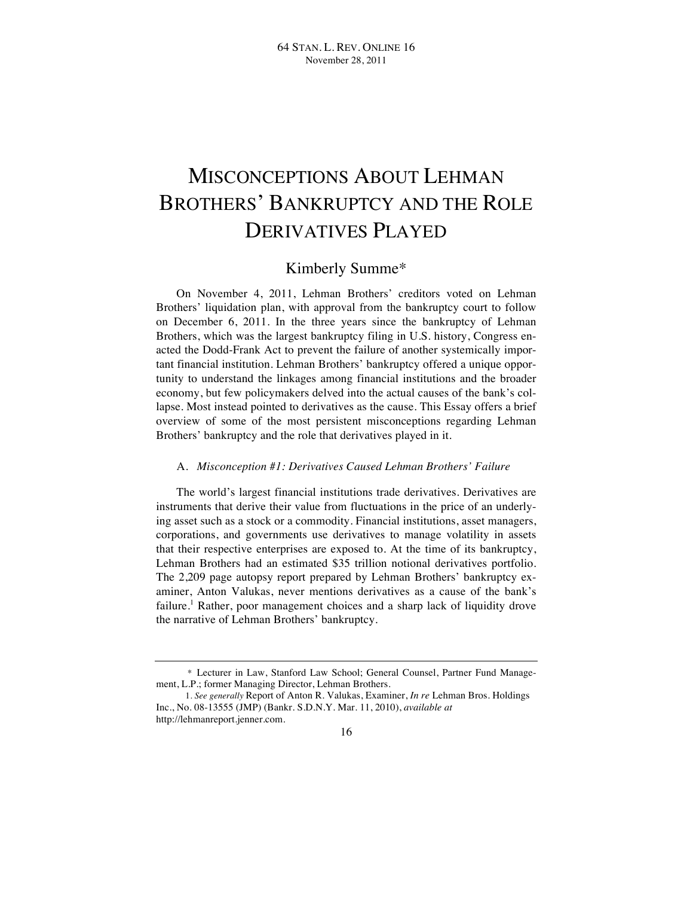# MISCONCEPTIONS ABOUT LEHMAN BROTHERS' BANKRUPTCY AND THE ROLE DERIVATIVES PLAYED

Kimberly Summe*

On November 4, 2011, Lehman Brothers' creditors voted on Lehman Brothers' liquidation plan, with approval from the bankruptcy court to follow on December 6, 2011. In the three years since the bankruptcy of Lehman Brothers, which was the largest bankruptcy filing in U.S. history, Congress enacted the Dodd-Frank Act to prevent the failure of another systemically important financial institution. Lehman Brothers' bankruptcy offered a unique opportunity to understand the linkages among financial institutions and the broader economy, but few policymakers delved into the actual causes of the bank's collapse. Most instead pointed to derivatives as the cause. This Essay offers a brief overview of some of the most persistent misconceptions regarding Lehman Brothers' bankruptcy and the role that derivatives played in it.

### A. *Misconception #1: Derivatives Caused Lehman Brothers' Failure*

The world's largest financial institutions trade derivatives. Derivatives are instruments that derive their value from fluctuations in the price of an underlying asset such as a stock or a commodity. Financial institutions, asset managers, corporations, and governments use derivatives to manage volatility in assets that their respective enterprises are exposed to. At the time of its bankruptcy, Lehman Brothers had an estimated $35 trillion notional derivatives portfolio. The 2,209 page autopsy report prepared by Lehman Brothers' bankruptcy examiner, Anton Valukas, never mentions derivatives as a cause of the bank's failure.[1] Rather, poor management choices and a sharp lack of liquidity drove the narrative of Lehman Brothers' bankruptcy.

---

\* Lecturer in Law, Stanford Law School; General Counsel, Partner Fund Management, L.P.; former Managing Director, Lehman Brothers.

1. *See generally* Report of Anton R. Valukas, Examiner, *In re* Lehman Bros. Holdings Inc., No. 08-13555 (JMP) (Bankr. S.D.N.Y. Mar. 11, 2010), *available at* http://lehmanreport.jenner.com.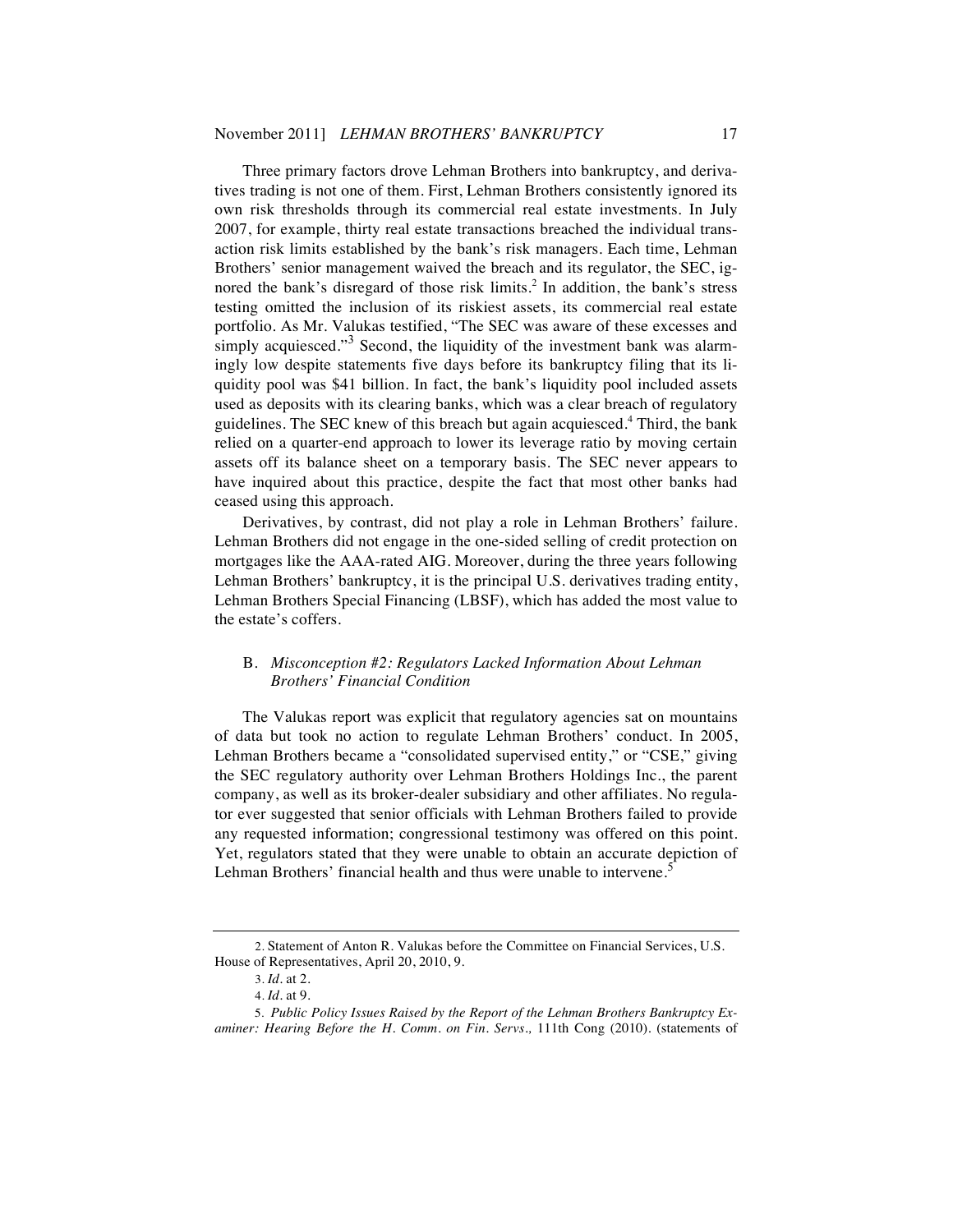Three primary factors drove Lehman Brothers into bankruptcy, and derivatives trading is not one of them. First, Lehman Brothers consistently ignored its own risk thresholds through its commercial real estate investments. In July 2007, for example, thirty real estate transactions breached the individual transaction risk limits established by the bank's risk managers. Each time, Lehman Brothers' senior management waived the breach and its regulator, the SEC, ignored the bank's disregard of those risk limits.[2] In addition, the bank's stress testing omitted the inclusion of its riskiest assets, its commercial real estate portfolio. As Mr. Valukas testified, "The SEC was aware of these excesses and simply acquiesced."[3] Second, the liquidity of the investment bank was alarmingly low despite statements five days before its bankruptcy filing that its liquidity pool was $41 billion. In fact, the bank's liquidity pool included assets used as deposits with its clearing banks, which was a clear breach of regulatory guidelines. The SEC knew of this breach but again acquiesced.[4] Third, the bank relied on a quarter-end approach to lower its leverage ratio by moving certain assets off its balance sheet on a temporary basis. The SEC never appears to have inquired about this practice, despite the fact that most other banks had ceased using this approach.

Derivatives, by contrast, did not play a role in Lehman Brothers' failure. Lehman Brothers did not engage in the one-sided selling of credit protection on mortgages like the AAA-rated AIG. Moreover, during the three years following Lehman Brothers' bankruptcy, it is the principal U.S. derivatives trading entity, Lehman Brothers Special Financing (LBSF), which has added the most value to the estate's coffers.

### B. *Misconception #2: Regulators Lacked Information About Lehman Brothers' Financial Condition*

The Valukas report was explicit that regulatory agencies sat on mountains of data but took no action to regulate Lehman Brothers' conduct. In 2005, Lehman Brothers became a "consolidated supervised entity," or "CSE," giving the SEC regulatory authority over Lehman Brothers Holdings Inc., the parent company, as well as its broker-dealer subsidiary and other affiliates. No regulator ever suggested that senior officials with Lehman Brothers failed to provide any requested information; congressional testimony was offered on this point. Yet, regulators stated that they were unable to obtain an accurate depiction of Lehman Brothers' financial health and thus were unable to intervene.[5]

---

2. Statement of Anton R. Valukas before the Committee on Financial Services, U.S. House of Representatives, April 20, 2010, 9.

3. *Id.* at 2.

4. *Id.* at 9.

5. *Public Policy Issues Raised by the Report of the Lehman Brothers Bankruptcy Examiner: Hearing Before the H. Comm. on Fin. Servs.,* 111th Cong (2010). (statements of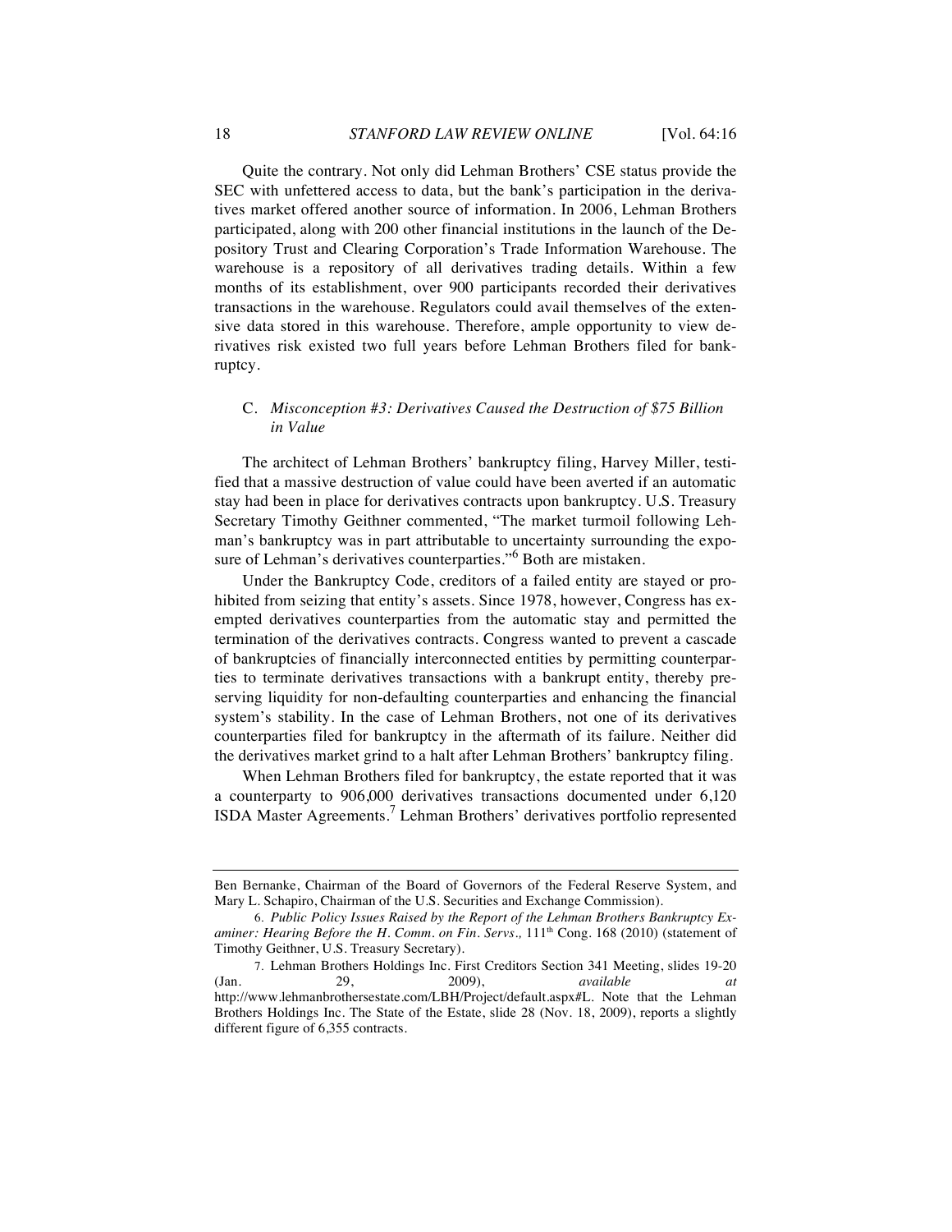Quite the contrary. Not only did Lehman Brothers' CSE status provide the SEC with unfettered access to data, but the bank's participation in the derivatives market offered another source of information. In 2006, Lehman Brothers participated, along with 200 other financial institutions in the launch of the Depository Trust and Clearing Corporation's Trade Information Warehouse. The warehouse is a repository of all derivatives trading details. Within a few months of its establishment, over 900 participants recorded their derivatives transactions in the warehouse. Regulators could avail themselves of the extensive data stored in this warehouse. Therefore, ample opportunity to view derivatives risk existed two full years before Lehman Brothers filed for bankruptcy.

### C. *Misconception #3: Derivatives Caused the Destruction of $75 Billion in Value*

The architect of Lehman Brothers' bankruptcy filing, Harvey Miller, testified that a massive destruction of value could have been averted if an automatic stay had been in place for derivatives contracts upon bankruptcy. U.S. Treasury Secretary Timothy Geithner commented, "The market turmoil following Lehman's bankruptcy was in part attributable to uncertainty surrounding the exposure of Lehman's derivatives counterparties."[6] Both are mistaken.

Under the Bankruptcy Code, creditors of a failed entity are stayed or prohibited from seizing that entity's assets. Since 1978, however, Congress has exempted derivatives counterparties from the automatic stay and permitted the termination of the derivatives contracts. Congress wanted to prevent a cascade of bankruptcies of financially interconnected entities by permitting counterparties to terminate derivatives transactions with a bankrupt entity, thereby preserving liquidity for non-defaulting counterparties and enhancing the financial system's stability. In the case of Lehman Brothers, not one of its derivatives counterparties filed for bankruptcy in the aftermath of its failure. Neither did the derivatives market grind to a halt after Lehman Brothers' bankruptcy filing.

When Lehman Brothers filed for bankruptcy, the estate reported that it was a counterparty to 906,000 derivatives transactions documented under 6,120 ISDA Master Agreements.[7] Lehman Brothers' derivatives portfolio represented

---

Ben Bernanke, Chairman of the Board of Governors of the Federal Reserve System, and Mary L. Schapiro, Chairman of the U.S. Securities and Exchange Commission).

6. *Public Policy Issues Raised by the Report of the Lehman Brothers Bankruptcy Examiner: Hearing Before the H. Comm. on Fin. Servs.,* 111th Cong. 168 (2010) (statement of Timothy Geithner, U.S. Treasury Secretary).

7. Lehman Brothers Holdings Inc. First Creditors Section 341 Meeting, slides 19-20 (Jan. 29, 2009), *available at* http://www.lehmanbrothersestate.com/LBH/Project/default.aspx#L. Note that the Lehman Brothers Holdings Inc. The State of the Estate, slide 28 (Nov. 18, 2009), reports a slightly different figure of 6,355 contracts.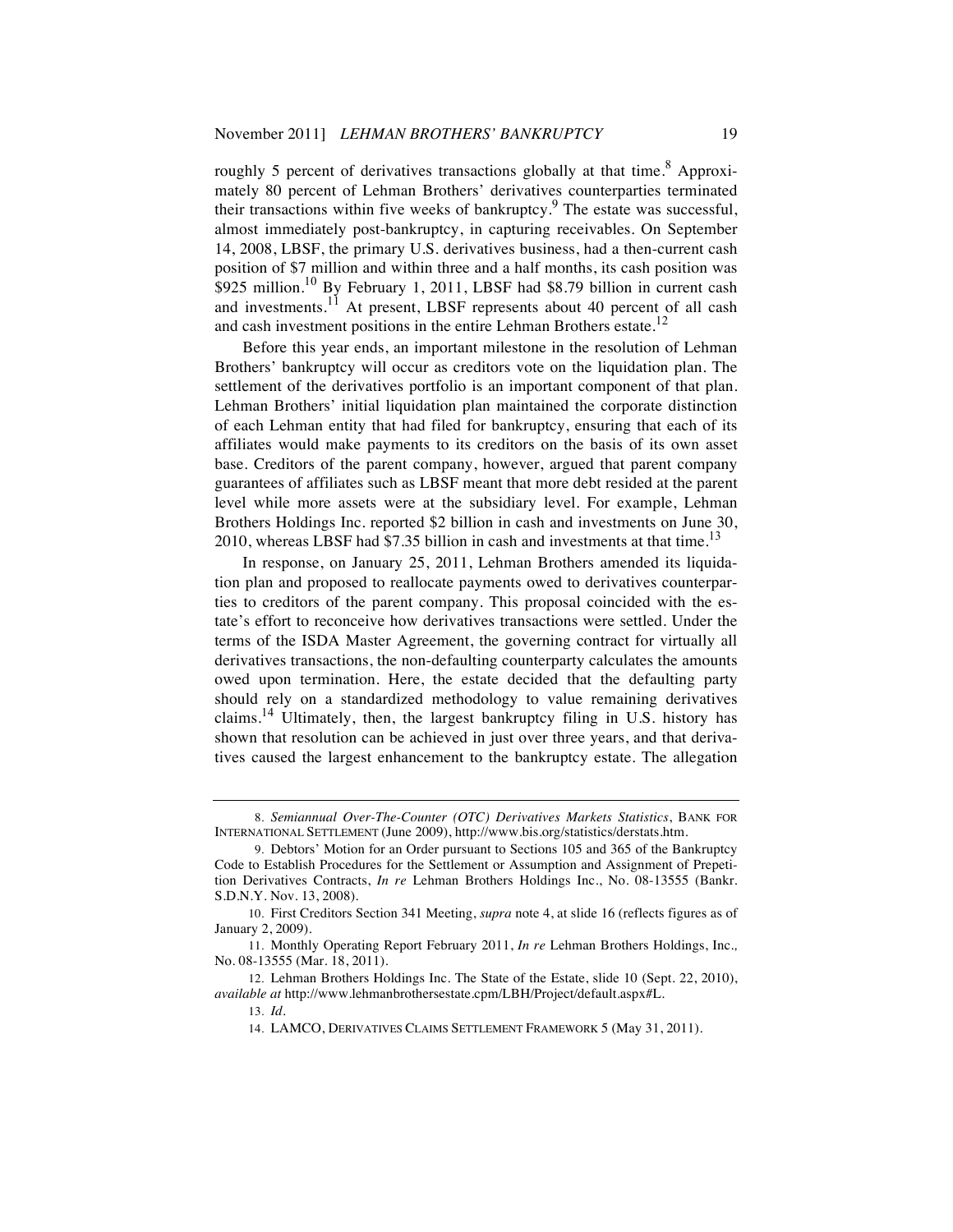roughly 5 percent of derivatives transactions globally at that time.[8] Approximately 80 percent of Lehman Brothers' derivatives counterparties terminated their transactions within five weeks of bankruptcy.[9] The estate was successful, almost immediately post-bankruptcy, in capturing receivables. On September 14, 2008, LBSF, the primary U.S. derivatives business, had a then-current cash position of $7 million and within three and a half months, its cash position was $925 million.[10] By February 1, 2011, LBSF had $8.79 billion in current cash and investments.[11] At present, LBSF represents about 40 percent of all cash and cash investment positions in the entire Lehman Brothers estate.[12]

Before this year ends, an important milestone in the resolution of Lehman Brothers' bankruptcy will occur as creditors vote on the liquidation plan. The settlement of the derivatives portfolio is an important component of that plan. Lehman Brothers' initial liquidation plan maintained the corporate distinction of each Lehman entity that had filed for bankruptcy, ensuring that each of its affiliates would make payments to its creditors on the basis of its own asset base. Creditors of the parent company, however, argued that parent company guarantees of affiliates such as LBSF meant that more debt resided at the parent level while more assets were at the subsidiary level. For example, Lehman Brothers Holdings Inc. reported $2 billion in cash and investments on June 30, 2010, whereas LBSF had $7.35 billion in cash and investments at that time.[13]

In response, on January 25, 2011, Lehman Brothers amended its liquidation plan and proposed to reallocate payments owed to derivatives counterparties to creditors of the parent company. This proposal coincided with the estate's effort to reconceive how derivatives transactions were settled. Under the terms of the ISDA Master Agreement, the governing contract for virtually all derivatives transactions, the non-defaulting counterparty calculates the amounts owed upon termination. Here, the estate decided that the defaulting party should rely on a standardized methodology to value remaining derivatives claims.[14] Ultimately, then, the largest bankruptcy filing in U.S. history has shown that resolution can be achieved in just over three years, and that derivatives caused the largest enhancement to the bankruptcy estate. The allegation

---

8. *Semiannual Over-The-Counter (OTC) Derivatives Markets Statistics*, BANK FOR INTERNATIONAL SETTLEMENT (June 2009), http://www.bis.org/statistics/derstats.htm.

9. Debtors' Motion for an Order pursuant to Sections 105 and 365 of the Bankruptcy Code to Establish Procedures for the Settlement or Assumption and Assignment of Prepetition Derivatives Contracts, *In re* Lehman Brothers Holdings Inc., No. 08-13555 (Bankr. S.D.N.Y. Nov. 13, 2008).

10. First Creditors Section 341 Meeting, *supra* note 4, at slide 16 (reflects figures as of January 2, 2009).

11. Monthly Operating Report February 2011, *In re* Lehman Brothers Holdings, Inc., No. 08-13555 (Mar. 18, 2011).

12. Lehman Brothers Holdings Inc. The State of the Estate, slide 10 (Sept. 22, 2010), *available at* http://www.lehmanbrothersestate.cpm/LBH/Project/default.aspx#L.

13. *Id*.

14. LAMCO, DERIVATIVES CLAIMS SETTLEMENT FRAMEWORK 5 (May 31, 2011).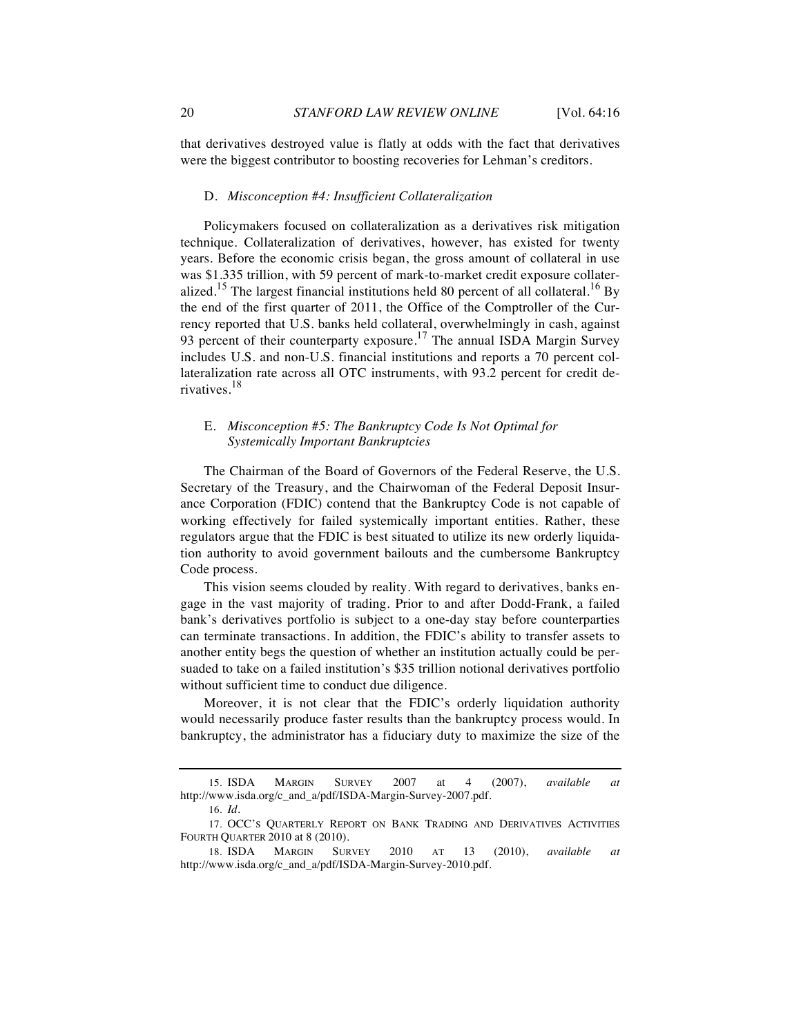that derivatives destroyed value is flatly at odds with the fact that derivatives were the biggest contributor to boosting recoveries for Lehman's creditors.

### D. *Misconception #4: Insufficient Collateralization*

Policymakers focused on collateralization as a derivatives risk mitigation technique. Collateralization of derivatives, however, has existed for twenty years. Before the economic crisis began, the gross amount of collateral in use was $1.335 trillion, with 59 percent of mark-to-market credit exposure collateralized.[15] The largest financial institutions held 80 percent of all collateral.[16] By the end of the first quarter of 2011, the Office of the Comptroller of the Currency reported that U.S. banks held collateral, overwhelmingly in cash, against 93 percent of their counterparty exposure.[17] The annual ISDA Margin Survey includes U.S. and non-U.S. financial institutions and reports a 70 percent collateralization rate across all OTC instruments, with 93.2 percent for credit derivatives.[18]

### E. *Misconception #5: The Bankruptcy Code Is Not Optimal for Systemically Important Bankruptcies*

The Chairman of the Board of Governors of the Federal Reserve, the U.S. Secretary of the Treasury, and the Chairwoman of the Federal Deposit Insurance Corporation (FDIC) contend that the Bankruptcy Code is not capable of working effectively for failed systemically important entities. Rather, these regulators argue that the FDIC is best situated to utilize its new orderly liquidation authority to avoid government bailouts and the cumbersome Bankruptcy Code process.

This vision seems clouded by reality. With regard to derivatives, banks engage in the vast majority of trading. Prior to and after Dodd-Frank, a failed bank's derivatives portfolio is subject to a one-day stay before counterparties can terminate transactions. In addition, the FDIC's ability to transfer assets to another entity begs the question of whether an institution actually could be persuaded to take on a failed institution's $35 trillion notional derivatives portfolio without sufficient time to conduct due diligence.

Moreover, it is not clear that the FDIC's orderly liquidation authority would necessarily produce faster results than the bankruptcy process would. In bankruptcy, the administrator has a fiduciary duty to maximize the size of the

---

15. ISDA MARGIN SURVEY 2007 at 4 (2007), *available at* http://www.isda.org/c_and_a/pdf/ISDA-Margin-Survey-2007.pdf.

16. *Id.*

17. OCC'S QUARTERLY REPORT ON BANK TRADING AND DERIVATIVES ACTIVITIES FOURTH QUARTER 2010 at 8 (2010).

18. ISDA MARGIN SURVEY 2010 AT 13 (2010), *available at* http://www.isda.org/c_and_a/pdf/ISDA-Margin-Survey-2010.pdf.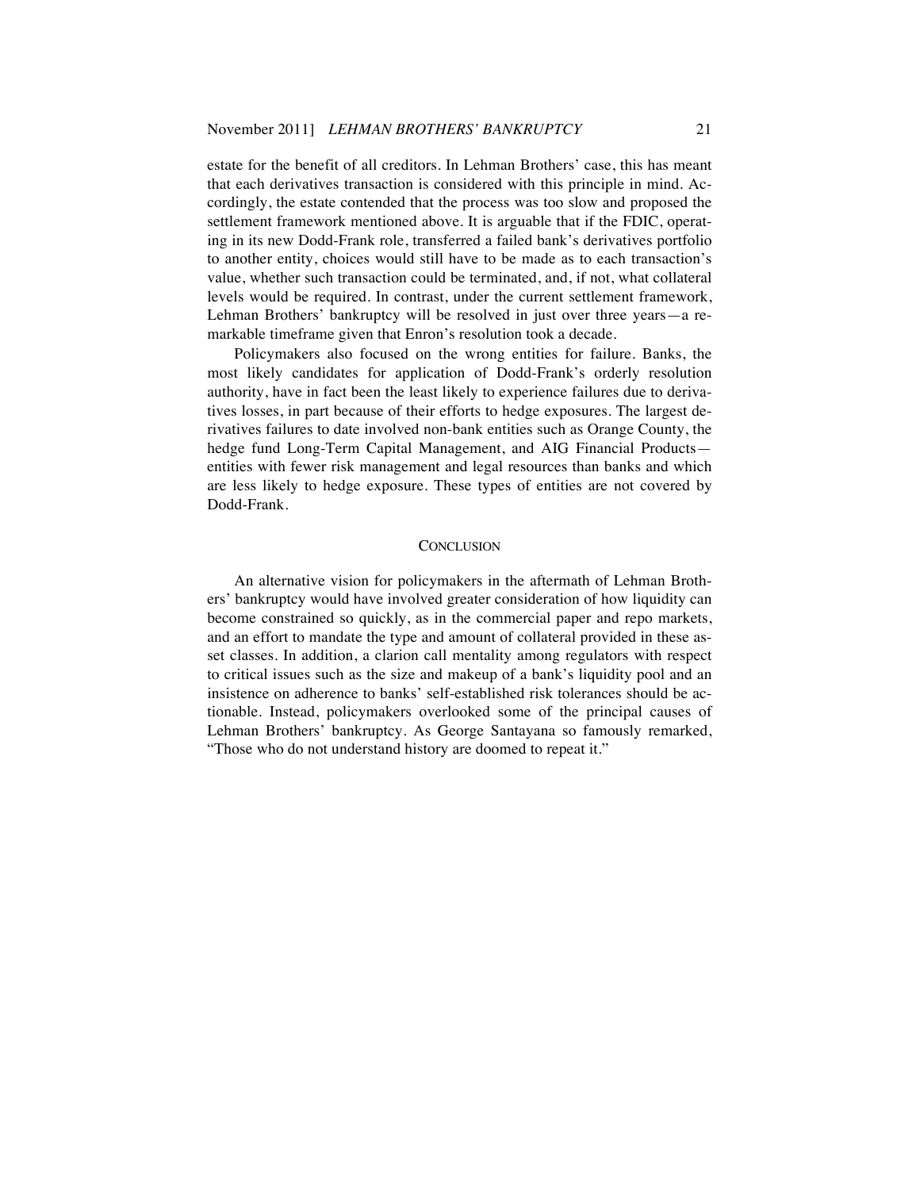estate for the benefit of all creditors. In Lehman Brothers' case, this has meant that each derivatives transaction is considered with this principle in mind. Accordingly, the estate contended that the process was too slow and proposed the settlement framework mentioned above. It is arguable that if the FDIC, operating in its new Dodd-Frank role, transferred a failed bank's derivatives portfolio to another entity, choices would still have to be made as to each transaction's value, whether such transaction could be terminated, and, if not, what collateral levels would be required. In contrast, under the current settlement framework, Lehman Brothers' bankruptcy will be resolved in just over three years—a remarkable timeframe given that Enron's resolution took a decade.

Policymakers also focused on the wrong entities for failure. Banks, the most likely candidates for application of Dodd-Frank's orderly resolution authority, have in fact been the least likely to experience failures due to derivatives losses, in part because of their efforts to hedge exposures. The largest derivatives failures to date involved non-bank entities such as Orange County, the hedge fund Long-Term Capital Management, and AIG Financial Products—entities with fewer risk management and legal resources than banks and which are less likely to hedge exposure. These types of entities are not covered by Dodd-Frank.

## Conclusion

An alternative vision for policymakers in the aftermath of Lehman Brothers' bankruptcy would have involved greater consideration of how liquidity can become constrained so quickly, as in the commercial paper and repo markets, and an effort to mandate the type and amount of collateral provided in these asset classes. In addition, a clarion call mentality among regulators with respect to critical issues such as the size and makeup of a bank's liquidity pool and an insistence on adherence to banks' self-established risk tolerances should be actionable. Instead, policymakers overlooked some of the principal causes of Lehman Brothers' bankruptcy. As George Santayana so famously remarked, "Those who do not understand history are doomed to repeat it."